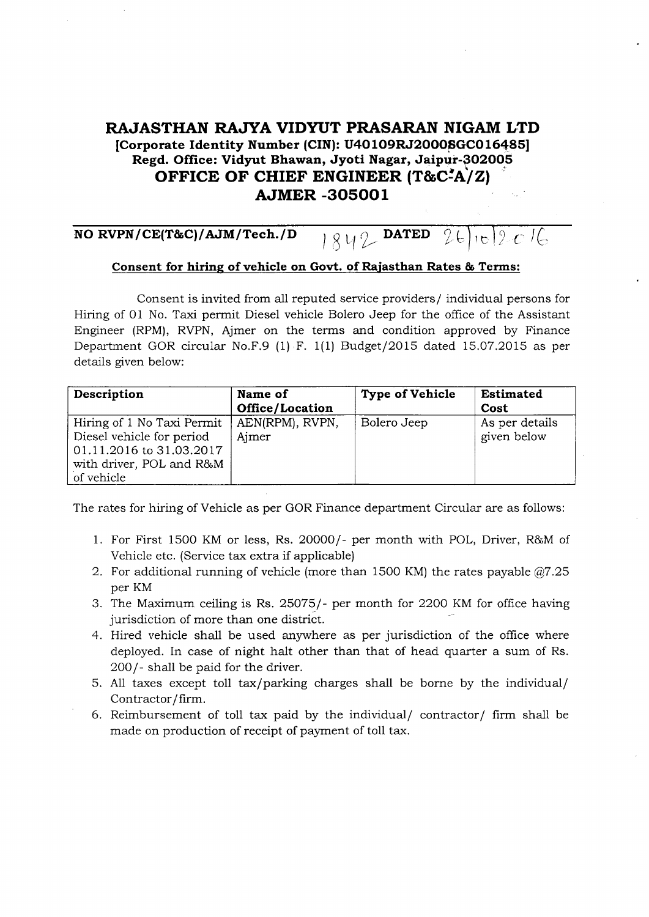# RAJASTHAN RAJYA VIDYUT PRASARAN NIGAM LTD

**[Corporate Identity Number (CIN): U40109RJ2000SGC016485]**

**Regd. Office: Vidyut Bhawan, Jyoti Nagar, Jaipur-302005**

## OFFICE OF CHIEF ENGINEER (T&C-A/Z)

## AJMER -305001

**NO RVPN/CE(T&C)/AJM/Tech./D** 1842 **DATED** 26/10/2016

**Consent for hiring of vehicle on Govt. of Rajasthan Rates & Terms:**

Consent is invited from all reputed service providers/ individual persons for Hiring of 01 No. Taxi permit Diesel vehicle Bolero Jeep for the office of the Assistant Engineer (RPM), RVPN, Ajmer on the terms and condition approved by Finance Department GOR circular No.F.9 (1) F. 1(1) Budget/2015 dated 15.07.2015 as per details given below:

| Description | Name of Office/Location | Type of Vehicle | Estimated Cost |
|---|---|---|---|
| Hiring of 1 No Taxi Permit Diesel vehicle for period 01.11.2016 to 31.03.2017 with driver, POL and R&M of vehicle | AEN(RPM), RVPN, Ajmer | Bolero Jeep | As per details given below |

The rates for hiring of Vehicle as per GOR Finance department Circular are as follows:

1. For First 1500 KM or less, Rs. 20000/- per month with POL, Driver, R&M of Vehicle etc. (Service tax extra if applicable)
2. For additional running of vehicle (more than 1500 KM) the rates payable @7.25 per KM
3. The Maximum ceiling is Rs. 25075/- per month for 2200 KM for office having jurisdiction of more than one district.
4. Hired vehicle shall be used anywhere as per jurisdiction of the office where deployed. In case of night halt other than that of head quarter a sum of Rs. 200/- shall be paid for the driver.
5. All taxes except toll tax/parking charges shall be borne by the individual/ Contractor/firm.
6. Reimbursement of toll tax paid by the individual/ contractor/ firm shall be made on production of receipt of payment of toll tax.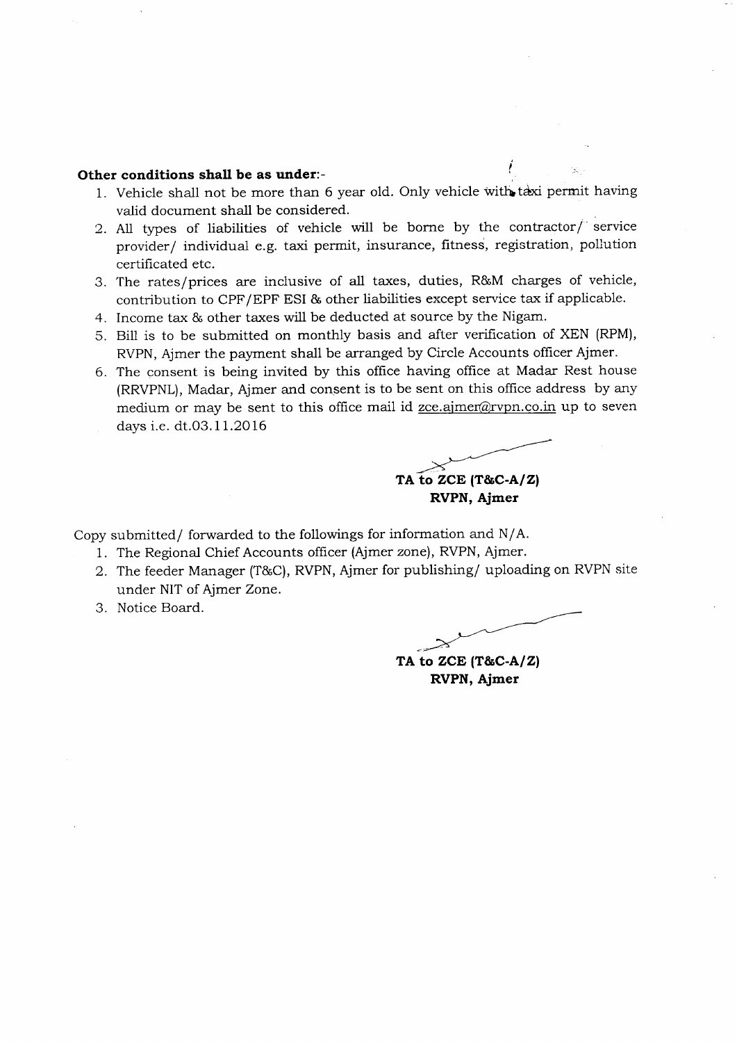**Other conditions shall be as under:-**

1. Vehicle shall not be more than 6 year old. Only vehicle with taxi permit having valid document shall be considered.
2. All types of liabilities of vehicle will be borne by the contractor/ service provider/ individual e.g. taxi permit, insurance, fitness, registration, pollution certificated etc.
3. The rates/prices are inclusive of all taxes, duties, R&M charges of vehicle, contribution to CPF/EPF ESI & other liabilities except service tax if applicable.
4. Income tax & other taxes will be deducted at source by the Nigam.
5. Bill is to be submitted on monthly basis and after verification of XEN (RPM), RVPN, Ajmer the payment shall be arranged by Circle Accounts officer Ajmer.
6. The consent is being invited by this office having office at Madar Rest house (RRVPNL), Madar, Ajmer and consent is to be sent on this office address by any medium or may be sent to this office mail id zce.ajmer@rvpn.co.in up to seven days i.e. dt.03.11.2016

**TA to ZCE (T&C-A/Z)**
**RVPN, Ajmer**

Copy submitted/ forwarded to the followings for information and N/A.

1. The Regional Chief Accounts officer (Ajmer zone), RVPN, Ajmer.
2. The feeder Manager (T&C), RVPN, Ajmer for publishing/ uploading on RVPN site under NIT of Ajmer Zone.
3. Notice Board.

**TA to ZCE (T&C-A/Z)**
**RVPN, Ajmer**